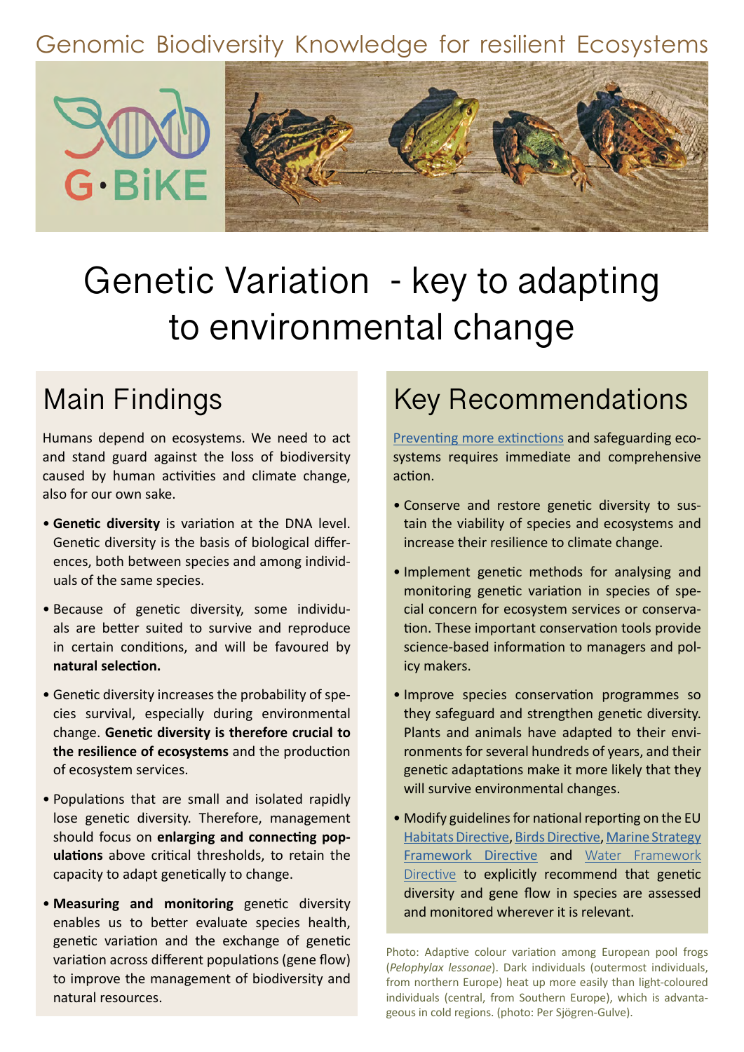Genomic Biodiversity Knowledge for resilient Ecosystems

G•BiKE

# Genetic Variation - key to adapting to environmental change

## Main Findings

Humans depend on ecosystems. We need to act and stand guard against the loss of biodiversity caused by human activities and climate change, also for our own sake.

- **Genetic diversity** is variation at the DNA level. Genetic diversity is the basis of biological differences, both between species and among individuals of the same species.
- Because of genetic diversity, some individuals are better suited to survive and reproduce in certain conditions, and will be favoured by **natural selection.**
- Genetic diversity increases the probability of species survival, especially during environmental change. **Genetic diversity is therefore crucial to the resilience of ecosystems** and the production of ecosystem services.
- Populations that are small and isolated rapidly lose genetic diversity. Therefore, management should focus on **enlarging and connecting populations** above critical thresholds, to retain the capacity to adapt genetically to change.
- **Measuring and monitoring** genetic diversity enables us to better evaluate species health, genetic variation and the exchange of genetic variation across different populations (gene flow) to improve the management of biodiversity and natural resources.

## Key Recommendations

Preventing more extinctions and safeguarding ecosystems requires immediate and comprehensive action.

- Conserve and restore genetic diversity to sustain the viability of species and ecosystems and increase their resilience to climate change.
- Implement genetic methods for analysing and monitoring genetic variation in species of special concern for ecosystem services or conservation. These important conservation tools provide science-based information to managers and policy makers.
- Improve species conservation programmes so they safeguard and strengthen genetic diversity. Plants and animals have adapted to their environments for several hundreds of years, and their genetic adaptations make it more likely that they will survive environmental changes.
- Modify guidelines for national reporting on the EU Habitats Directive, Birds Directive, Marine Strategy Framework Directive and Water Framework Directive to explicitly recommend that genetic diversity and gene flow in species are assessed and monitored wherever it is relevant.

Photo: Adaptive colour variation among European pool frogs (*Pelophylax lessonae*). Dark individuals (outermost individuals, from northern Europe) heat up more easily than light-coloured individuals (central, from Southern Europe), which is advantageous in cold regions. (photo: Per Sjögren-Gulve).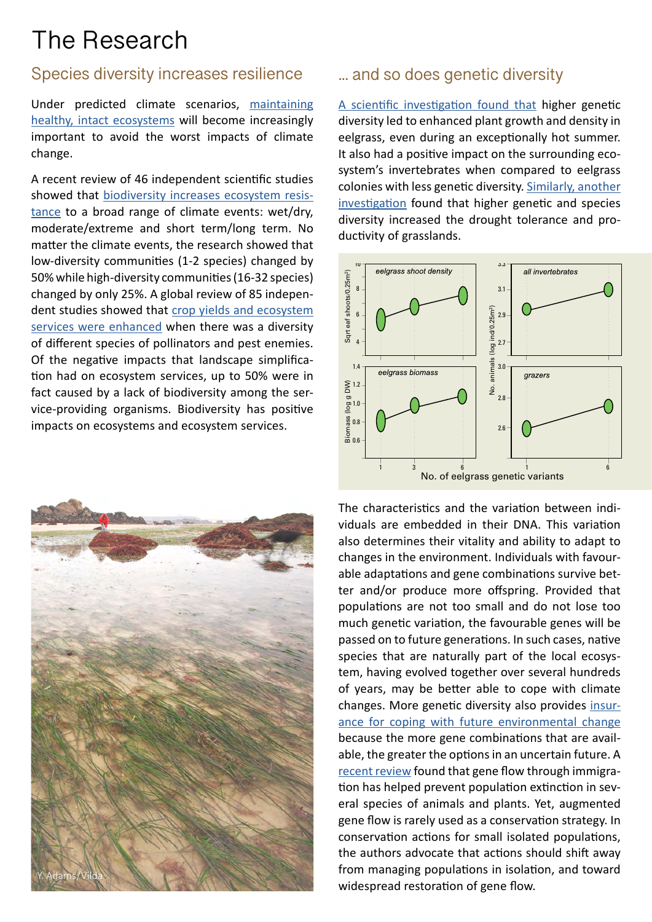# The Research

## Species diversity increases resilience

Under predicted climate scenarios, maintaining healthy, intact ecosystems will become increasingly important to avoid the worst impacts of climate change.

A recent review of 46 independent scientific studies showed that biodiversity increases ecosystem resistance to a broad range of climate events: wet/dry, moderate/extreme and short term/long term. No matter the climate events, the research showed that low-diversity communities (1-2 species) changed by 50% while high-diversity communities (16-32 species) changed by only 25%. A global review of 85 independent studies showed that crop yields and ecosystem services were enhanced when there was a diversity of different species of pollinators and pest enemies. Of the negative impacts that landscape simplification had on ecosystem services, up to 50% were in fact caused by a lack of biodiversity among the service-providing organisms. Biodiversity has positive impacts on ecosystems and ecosystem services.

Y. Adams/Vilda

## ... and so does genetic diversity

A scientific investigation found that higher genetic diversity led to enhanced plant growth and density in eelgrass, even during an exceptionally hot summer. It also had a positive impact on the surrounding ecosystem's invertebrates when compared to eelgrass colonies with less genetic diversity. Similarly, another investigation found that higher genetic and species diversity increased the drought tolerance and productivity of grasslands.

The characteristics and the variation between individuals are embedded in their DNA. This variation also determines their vitality and ability to adapt to changes in the environment. Individuals with favourable adaptations and gene combinations survive better and/or produce more offspring. Provided that populations are not too small and do not lose too much genetic variation, the favourable genes will be passed on to future generations. In such cases, native species that are naturally part of the local ecosystem, having evolved together over several hundreds of years, may be better able to cope with climate changes. More genetic diversity also provides insurance for coping with future environmental change because the more gene combinations that are available, the greater the options in an uncertain future. A recent review found that gene flow through immigration has helped prevent population extinction in several species of animals and plants. Yet, augmented gene flow is rarely used as a conservation strategy. In conservation actions for small isolated populations, the authors advocate that actions should shift away from managing populations in isolation, and toward widespread restoration of gene flow.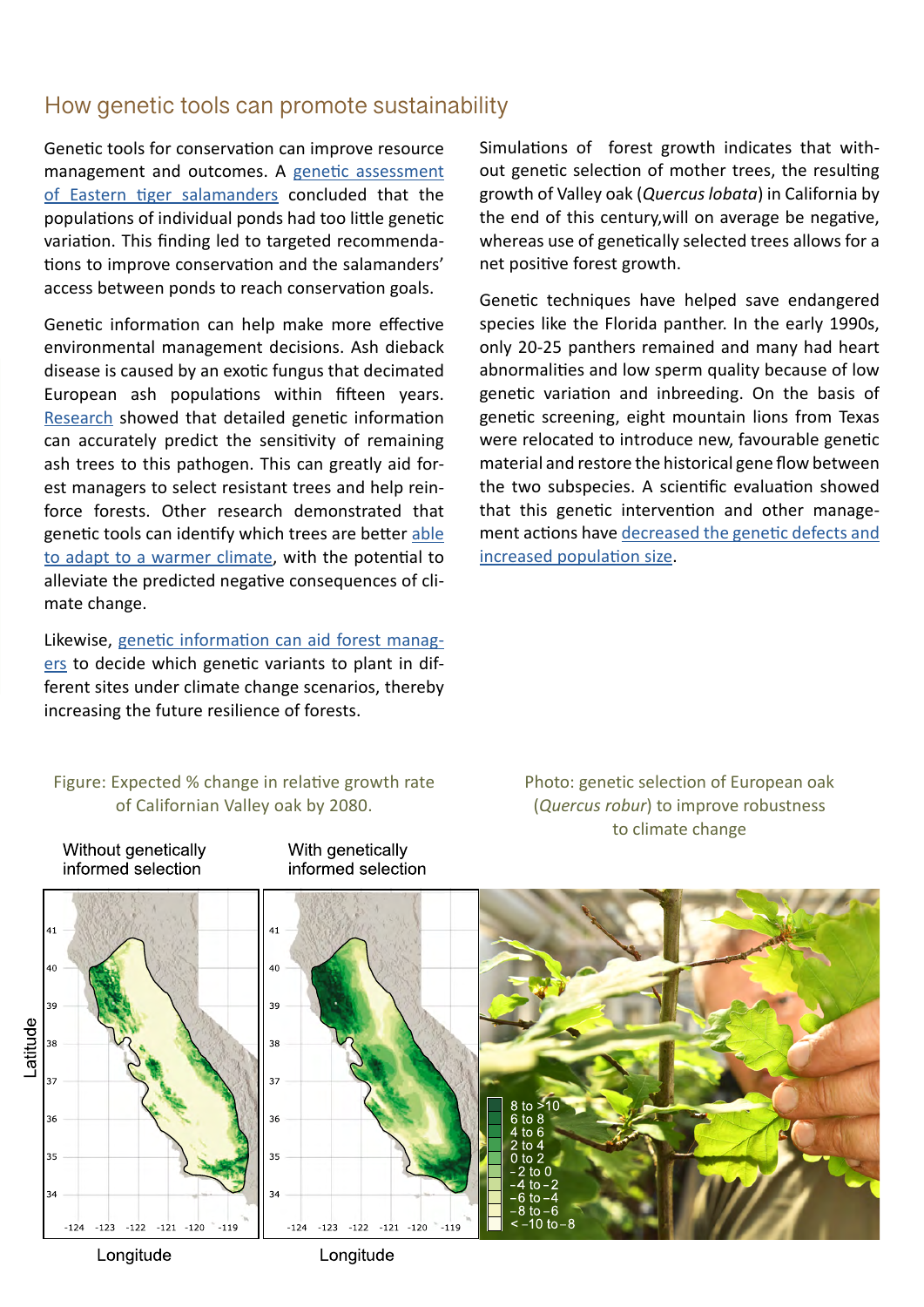## How genetic tools can promote sustainability

Genetic tools for conservation can improve resource management and outcomes. A genetic assessment of Eastern tiger salamanders concluded that the populations of individual ponds had too little genetic variation. This finding led to targeted recommendations to improve conservation and the salamanders' access between ponds to reach conservation goals.

Genetic information can help make more effective environmental management decisions. Ash dieback disease is caused by an exotic fungus that decimated European ash populations within fifteen years. Research showed that detailed genetic information can accurately predict the sensitivity of remaining ash trees to this pathogen. This can greatly aid forest managers to select resistant trees and help reinforce forests. Other research demonstrated that genetic tools can identify which trees are better able to adapt to a warmer climate, with the potential to alleviate the predicted negative consequences of climate change.

Likewise, genetic information can aid forest managers to decide which genetic variants to plant in different sites under climate change scenarios, thereby increasing the future resilience of forests.

Simulations of forest growth indicates that without genetic selection of mother trees, the resulting growth of Valley oak (*Quercus lobata*) in California by the end of this century,will on average be negative, whereas use of genetically selected trees allows for a net positive forest growth.

Genetic techniques have helped save endangered species like the Florida panther. In the early 1990s, only 20-25 panthers remained and many had heart abnormalities and low sperm quality because of low genetic variation and inbreeding. On the basis of genetic screening, eight mountain lions from Texas were relocated to introduce new, favourable genetic material and restore the historical gene flow between the two subspecies. A scientific evaluation showed that this genetic intervention and other management actions have decreased the genetic defects and increased population size.

Figure: Expected % change in relative growth rate of Californian Valley oak by 2080.

Without genetically informed selection | With genetically informed selection

Legend: 8 to >10; 6 to 8; 4 to 6; 2 to 4; 0 to 2; −2 to 0; −4 to −2; −6 to −4; −8 to −6; < −10 to −8

Photo: genetic selection of European oak (*Quercus robur*) to improve robustness to climate change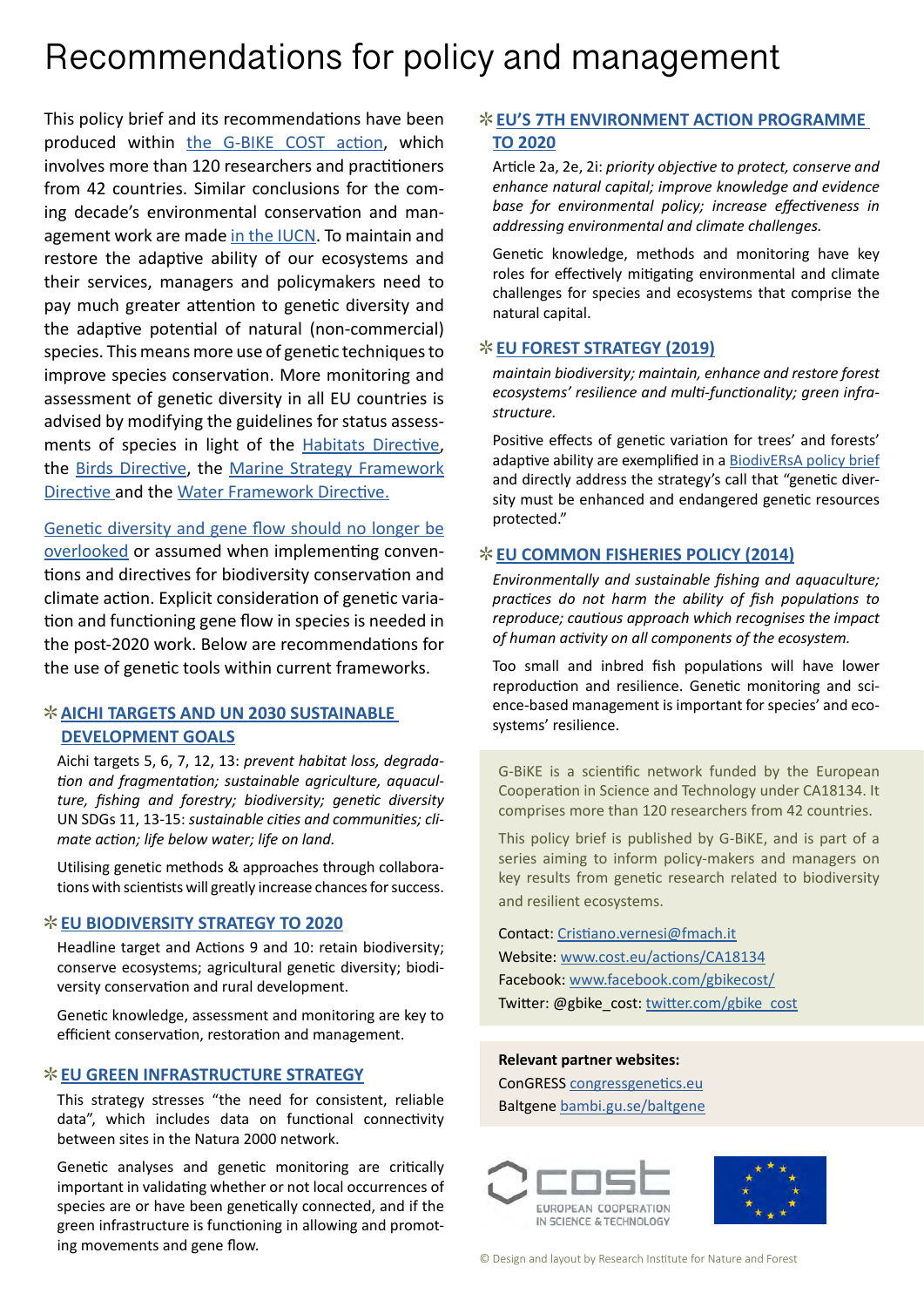# Recommendations for policy and management

This policy brief and its recommendations have been produced within the G-BIKE COST action, which involves more than 120 researchers and practitioners from 42 countries. Similar conclusions for the coming decade's environmental conservation and management work are made in the IUCN. To maintain and restore the adaptive ability of our ecosystems and their services, managers and policymakers need to pay much greater attention to genetic diversity and the adaptive potential of natural (non-commercial) species. This means more use of genetic techniques to improve species conservation. More monitoring and assessment of genetic diversity in all EU countries is advised by modifying the guidelines for status assessments of species in light of the Habitats Directive, the Birds Directive, the Marine Strategy Framework Directive and the Water Framework Directive.

Genetic diversity and gene flow should no longer be overlooked or assumed when implementing conventions and directives for biodiversity conservation and climate action. Explicit consideration of genetic variation and functioning gene flow in species is needed in the post-2020 work. Below are recommendations for the use of genetic tools within current frameworks.

### AICHI TARGETS AND UN 2030 SUSTAINABLE DEVELOPMENT GOALS

Aichi targets 5, 6, 7, 12, 13: *prevent habitat loss, degradation and fragmentation; sustainable agriculture, aquaculture, fishing and forestry; biodiversity; genetic diversity*
UN SDGs 11, 13-15: *sustainable cities and communities; climate action; life below water; life on land.*

Utilising genetic methods & approaches through collaborations with scientists will greatly increase chances for success.

### EU BIODIVERSITY STRATEGY TO 2020

Headline target and Actions 9 and 10: retain biodiversity; conserve ecosystems; agricultural genetic diversity; biodiversity conservation and rural development.

Genetic knowledge, assessment and monitoring are key to efficient conservation, restoration and management.

### EU GREEN INFRASTRUCTURE STRATEGY

This strategy stresses "the need for consistent, reliable data", which includes data on functional connectivity between sites in the Natura 2000 network.

Genetic analyses and genetic monitoring are critically important in validating whether or not local occurrences of species are or have been genetically connected, and if the green infrastructure is functioning in allowing and promoting movements and gene flow.

### EU'S 7TH ENVIRONMENT ACTION PROGRAMME TO 2020

Article 2a, 2e, 2i: *priority objective to protect, conserve and enhance natural capital; improve knowledge and evidence base for environmental policy; increase effectiveness in addressing environmental and climate challenges.*

Genetic knowledge, methods and monitoring have key roles for effectively mitigating environmental and climate challenges for species and ecosystems that comprise the natural capital.

### EU FOREST STRATEGY (2019)

*maintain biodiversity; maintain, enhance and restore forest ecosystems' resilience and multi-functionality; green infrastructure.*

Positive effects of genetic variation for trees' and forests' adaptive ability are exemplified in a BiodivERsA policy brief and directly address the strategy's call that "genetic diversity must be enhanced and endangered genetic resources protected."

### EU COMMON FISHERIES POLICY (2014)

*Environmentally and sustainable fishing and aquaculture; practices do not harm the ability of fish populations to reproduce; cautious approach which recognises the impact of human activity on all components of the ecosystem.*

Too small and inbred fish populations will have lower reproduction and resilience. Genetic monitoring and science-based management is important for species' and ecosystems' resilience.

G-BiKE is a scientific network funded by the European Cooperation in Science and Technology under CA18134. It comprises more than 120 researchers from 42 countries.

This policy brief is published by G-BiKE, and is part of a series aiming to inform policy-makers and managers on key results from genetic research related to biodiversity and resilient ecosystems.

Contact: Cristiano.vernesi@fmach.it
Website: www.cost.eu/actions/CA18134
Facebook: www.facebook.com/gbikecost/
Twitter: @gbike_cost: twitter.com/gbike_cost

**Relevant partner websites:**
ConGRESS congressgenetics.eu
Baltgene bambi.gu.se/baltgene

COST EUROPEAN COOPERATION IN SCIENCE & TECHNOLOGY

© Design and layout by Research Institute for Nature and Forest